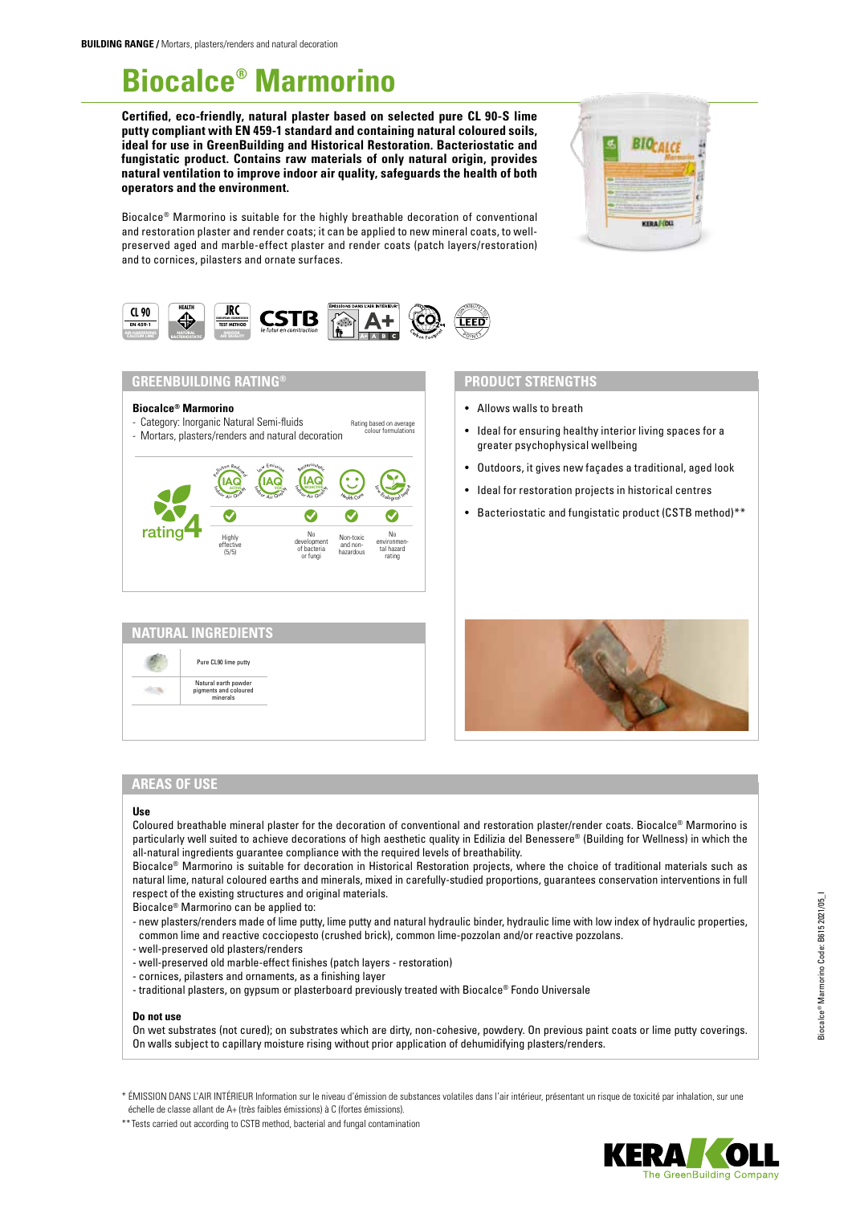**BUILDING RANGE /** Mortars, plasters/renders and natural decoration

# Biocalce® Marmorino

**Certified, eco-friendly, natural plaster based on selected pure CL 90-S lime putty compliant with EN 459-1 standard and containing natural coloured soils, ideal for use in GreenBuilding and Historical Restoration. Bacteriostatic and fungistatic product. Contains raw materials of only natural origin, provides natural ventilation to improve indoor air quality, safeguards the health of both operators and the environment.**

Biocalce® Marmorino is suitable for the highly breathable decoration of conventional and restoration plaster and render coats; it can be applied to new mineral coats, to well-preserved aged and marble-effect plaster and render coats (patch layers/restoration) and to cornices, pilasters and ornate surfaces.

## GREENBUILDING RATING®

**Biocalce® Marmorino**
- Category: Inorganic Natural Semi-fluids
- Mortars, plasters/renders and natural decoration

Rating based on average colour formulations

rating 4

| Pollution Reducing – IAQ Active | Low Emission – IAQ VOC | Bacteriostatic – IAQ Bioactive | Health Care | Low Biological Impact |
|---|---|---|---|---|
| ✓ | | ✓ | ✓ | ✓ |
| Highly effective (5/5) | | No development of bacteria or fungi | Non-toxic and non-hazardous | No environmental hazard rating |

## PRODUCT STRENGTHS

- Allows walls to breath
- Ideal for ensuring healthy interior living spaces for a greater psychophysical wellbeing
- Outdoors, it gives new façades a traditional, aged look
- Ideal for restoration projects in historical centres
- Bacteriostatic and fungistatic product (CSTB method)**

## NATURAL INGREDIENTS

- Pure CL90 lime putty
- Natural earth powder pigments and coloured minerals

## AREAS OF USE

**Use**

Coloured breathable mineral plaster for the decoration of conventional and restoration plaster/render coats. Biocalce® Marmorino is particularly well suited to achieve decorations of high aesthetic quality in Edilizia del Benessere® (Building for Wellness) in which the all-natural ingredients guarantee compliance with the required levels of breathability.

Biocalce® Marmorino is suitable for decoration in Historical Restoration projects, where the choice of traditional materials such as natural lime, natural coloured earths and minerals, mixed in carefully-studied proportions, guarantees conservation interventions in full respect of the existing structures and original materials.

Biocalce® Marmorino can be applied to:
- new plasters/renders made of lime putty, lime putty and natural hydraulic binder, hydraulic lime with low index of hydraulic properties, common lime and reactive cocciopesto (crushed brick), common lime-pozzolan and/or reactive pozzolans.
- well-preserved old plasters/renders
- well-preserved old marble-effect finishes (patch layers - restoration)
- cornices, pilasters and ornaments, as a finishing layer
- traditional plasters, on gypsum or plasterboard previously treated with Biocalce® Fondo Universale

**Do not use**

On wet substrates (not cured); on substrates which are dirty, non-cohesive, powdery. On previous paint coats or lime putty coverings. On walls subject to capillary moisture rising without prior application of dehumidifying plasters/renders.

\* ÉMISSION DANS L'AIR INTÉRIEUR Information sur le niveau d'émission de substances volatiles dans l'air intérieur, présentant un risque de toxicité par inhalation, sur une échelle de classe allant de A+ (très faibles émissions) à C (fortes émissions).

\*\* Tests carried out according to CSTB method, bacterial and fungal contamination

Biocalce® Marmorino Code: B615 2021/05_I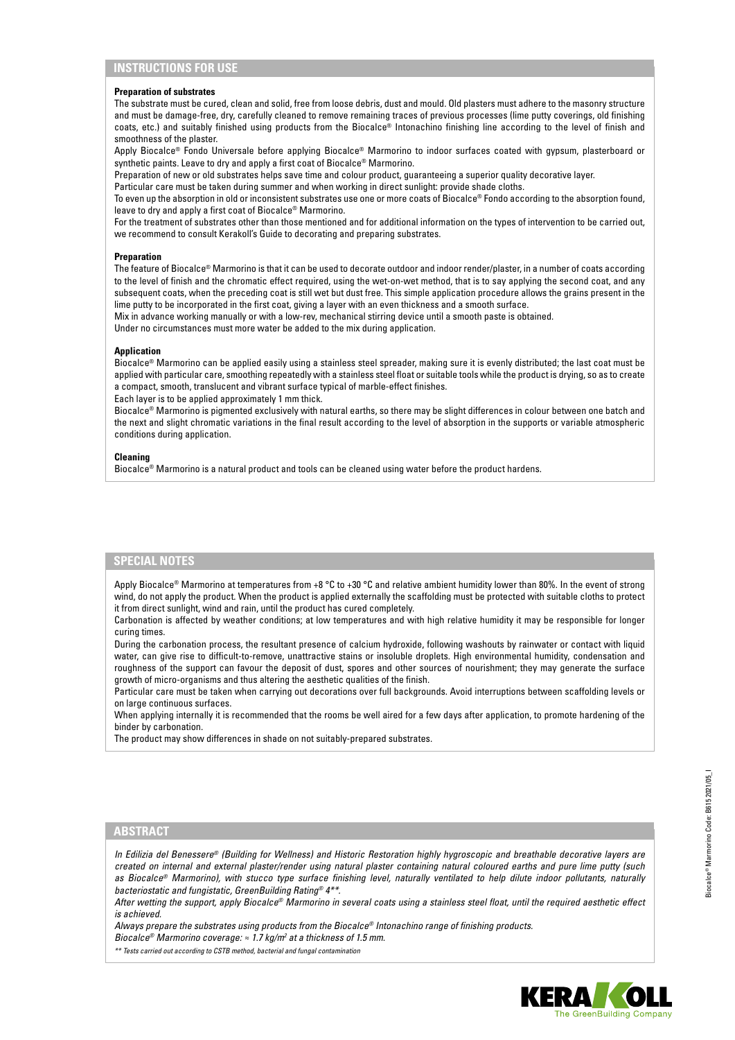## INSTRUCTIONS FOR USE

**Preparation of substrates**

The substrate must be cured, clean and solid, free from loose debris, dust and mould. Old plasters must adhere to the masonry structure and must be damage-free, dry, carefully cleaned to remove remaining traces of previous processes (lime putty coverings, old finishing coats, etc.) and suitably finished using products from the Biocalce® Intonachino finishing line according to the level of finish and smoothness of the plaster.

Apply Biocalce® Fondo Universale before applying Biocalce® Marmorino to indoor surfaces coated with gypsum, plasterboard or synthetic paints. Leave to dry and apply a first coat of Biocalce® Marmorino.

Preparation of new or old substrates helps save time and colour product, guaranteeing a superior quality decorative layer.

Particular care must be taken during summer and when working in direct sunlight: provide shade cloths.

To even up the absorption in old or inconsistent substrates use one or more coats of Biocalce® Fondo according to the absorption found, leave to dry and apply a first coat of Biocalce® Marmorino.

For the treatment of substrates other than those mentioned and for additional information on the types of intervention to be carried out, we recommend to consult Kerakoll's Guide to decorating and preparing substrates.

**Preparation**

The feature of Biocalce® Marmorino is that it can be used to decorate outdoor and indoor render/plaster, in a number of coats according to the level of finish and the chromatic effect required, using the wet-on-wet method, that is to say applying the second coat, and any subsequent coats, when the preceding coat is still wet but dust free. This simple application procedure allows the grains present in the lime putty to be incorporated in the first coat, giving a layer with an even thickness and a smooth surface.

Mix in advance working manually or with a low-rev, mechanical stirring device until a smooth paste is obtained.

Under no circumstances must more water be added to the mix during application.

**Application**

Biocalce® Marmorino can be applied easily using a stainless steel spreader, making sure it is evenly distributed; the last coat must be applied with particular care, smoothing repeatedly with a stainless steel float or suitable tools while the product is drying, so as to create a compact, smooth, translucent and vibrant surface typical of marble-effect finishes.

Each layer is to be applied approximately 1 mm thick.

Biocalce® Marmorino is pigmented exclusively with natural earths, so there may be slight differences in colour between one batch and the next and slight chromatic variations in the final result according to the level of absorption in the supports or variable atmospheric conditions during application.

**Cleaning**

Biocalce® Marmorino is a natural product and tools can be cleaned using water before the product hardens.

## SPECIAL NOTES

Apply Biocalce® Marmorino at temperatures from +8 °C to +30 °C and relative ambient humidity lower than 80%. In the event of strong wind, do not apply the product. When the product is applied externally the scaffolding must be protected with suitable cloths to protect it from direct sunlight, wind and rain, until the product has cured completely.

Carbonation is affected by weather conditions; at low temperatures and with high relative humidity it may be responsible for longer curing times.

During the carbonation process, the resultant presence of calcium hydroxide, following washouts by rainwater or contact with liquid water, can give rise to difficult-to-remove, unattractive stains or insoluble droplets. High environmental humidity, condensation and roughness of the support can favour the deposit of dust, spores and other sources of nourishment; they may generate the surface growth of micro-organisms and thus altering the aesthetic qualities of the finish.

Particular care must be taken when carrying out decorations over full backgrounds. Avoid interruptions between scaffolding levels or on large continuous surfaces.

When applying internally it is recommended that the rooms be well aired for a few days after application, to promote hardening of the binder by carbonation.

The product may show differences in shade on not suitably-prepared substrates.

## ABSTRACT

*In Edilizia del Benessere® (Building for Wellness) and Historic Restoration highly hygroscopic and breathable decorative layers are created on internal and external plaster/render using natural plaster containing natural coloured earths and pure lime putty (such as Biocalce® Marmorino), with stucco type surface finishing level, naturally ventilated to help dilute indoor pollutants, naturally bacteriostatic and fungistatic, GreenBuilding Rating® 4\*\*.*

*After wetting the support, apply Biocalce® Marmorino in several coats using a stainless steel float, until the required aesthetic effect is achieved.*

*Always prepare the substrates using products from the Biocalce® Intonachino range of finishing products.*

*Biocalce® Marmorino coverage: ≈ 1.7 kg/m² at a thickness of 1.5 mm.*

*\*\* Tests carried out according to CSTB method, bacterial and fungal contamination*

Biocalce® Marmorino Code: B615 2021/05_I

KERAKOLL The GreenBuilding Company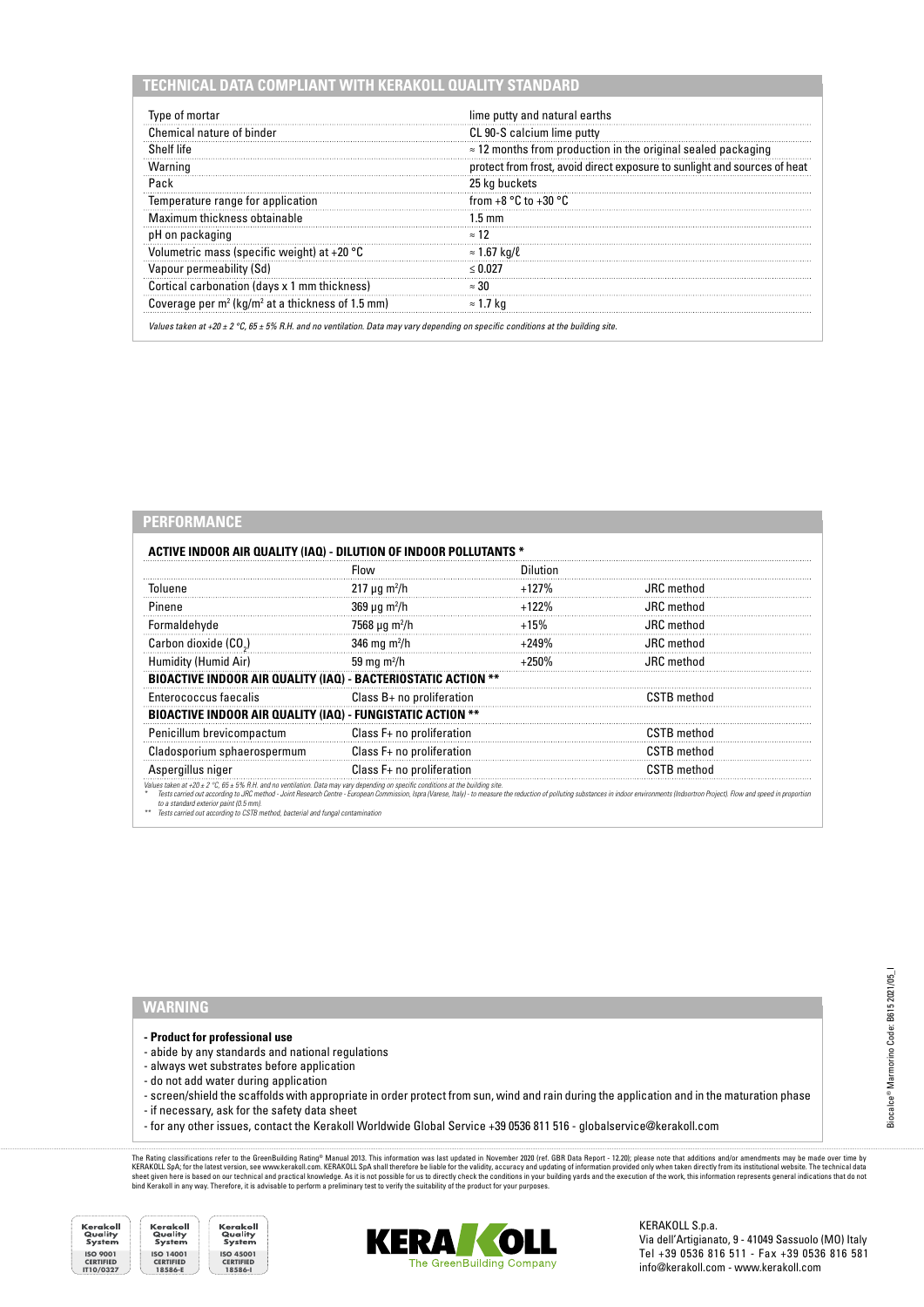## TECHNICAL DATA COMPLIANT WITH KERAKOLL QUALITY STANDARD

| | |
|---|---|
| Type of mortar | lime putty and natural earths |
| Chemical nature of binder | CL 90-S calcium lime putty |
| Shelf life | ≈ 12 months from production in the original sealed packaging |
| Warning | protect from frost, avoid direct exposure to sunlight and sources of heat |
| Pack | 25 kg buckets |
| Temperature range for application | from +8 °C to +30 °C |
| Maximum thickness obtainable | 1.5 mm |
| pH on packaging | ≈ 12 |
| Volumetric mass (specific weight) at +20 °C | ≈ 1.67 kg/ℓ |
| Vapour permeability (Sd) | ≤ 0.027 |
| Cortical carbonation (days x 1 mm thickness) | ≈ 30 |
| Coverage per m² (kg/m² at a thickness of 1.5 mm) | ≈ 1.7 kg |

*Values taken at +20 ± 2 °C, 65 ± 5% R.H. and no ventilation. Data may vary depending on specific conditions at the building site.*

## PERFORMANCE

| ACTIVE INDOOR AIR QUALITY (IAQ) - DILUTION OF INDOOR POLLUTANTS * | | | |
|---|---|---|---|
| | Flow | Dilution | |
| Toluene | 217 μg m²/h | +127% | JRC method |
| Pinene | 369 μg m²/h | +122% | JRC method |
| Formaldehyde | 7568 μg m²/h | +15% | JRC method |
| Carbon dioxide ($CO_2$) | 346 mg m²/h | +249% | JRC method |
| Humidity (Humid Air) | 59 mg m²/h | +250% | JRC method |
| **BIOACTIVE INDOOR AIR QUALITY (IAQ) - BACTERIOSTATIC ACTION \*\*** | | | |
| Enterococcus faecalis | Class B+ no proliferation | | CSTB method |
| **BIOACTIVE INDOOR AIR QUALITY (IAQ) - FUNGISTATIC ACTION \*\*** | | | |
| Penicillum brevicompactum | Class F+ no proliferation | | CSTB method |
| Cladosporium sphaerospermum | Class F+ no proliferation | | CSTB method |
| Aspergillus niger | Class F+ no proliferation | | CSTB method |

*Values taken at +20 ± 2 °C, 65 ± 5% R.H. and no ventilation. Data may vary depending on specific conditions at the building site.*
\* *Tests carried out according to JRC method - Joint Research Centre - European Commission, Ispra (Varese, Italy) - to measure the reduction of polluting substances in indoor environments (Indoortron Project). Flow and speed in proportion to a standard exterior paint (0.5 mm).*
\*\* *Tests carried out according to CSTB method, bacterial and fungal contamination*

## WARNING

- **Product for professional use**
- abide by any standards and national regulations
- always wet substrates before application
- do not add water during application
- screen/shield the scaffolds with appropriate in order protect from sun, wind and rain during the application and in the maturation phase
- if necessary, ask for the safety data sheet
- for any other issues, contact the Kerakoll Worldwide Global Service +39 0536 811 516 - globalservice@kerakoll.com

The Rating classifications refer to the GreenBuilding Rating® Manual 2013. This information was last updated in November 2020 (ref. GBR Data Report - 12.20); please note that additions and/or amendments may be made over time by KERAKOLL SpA; for the latest version, see www.kerakoll.com. KERAKOLL SpA shall therefore be liable for the validity, accuracy and updating of information provided only when taken directly from its institutional website. The technical data sheet given here is based on our technical and practical knowledge. As it is not possible for us to directly check the conditions in your building yards and the execution of the work, this information represents general indications that do not bind Kerakoll in any way. Therefore, it is advisable to perform a preliminary test to verify the suitability of the product for your purposes.

Biocalce® Marmorino Code: B615 2021/05_I

Kerakoll Quality System ISO 9001 CERTIFIED IT10/0327
Kerakoll Quality System ISO 14001 CERTIFIED 18586-E
Kerakoll Quality System ISO 45001 CERTIFIED 18586-I

KERAKOLL The GreenBuilding Company

KERAKOLL S.p.a.
Via dell'Artigianato, 9 - 41049 Sassuolo (MO) Italy
Tel +39 0536 816 511 - Fax +39 0536 816 581
info@kerakoll.com - www.kerakoll.com